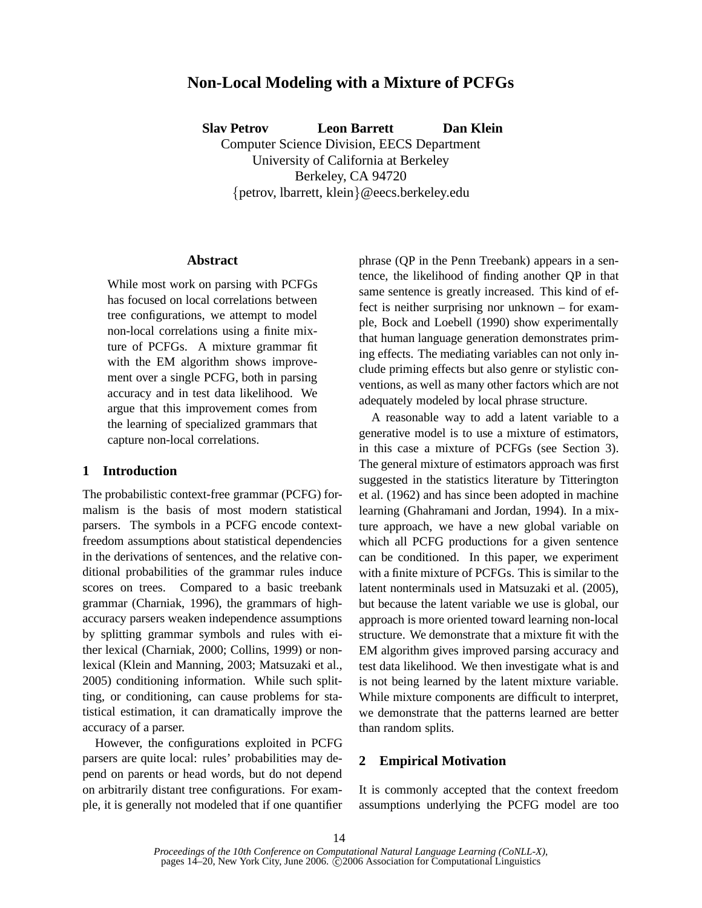# Non-Local Modeling with a Mixture of PCFGs

**Slav Petrov** **Leon Barrett** **Dan Klein**

Computer Science Division, EECS Department
University of California at Berkeley
Berkeley, CA 94720
{petrov, lbarrett, klein}@eecs.berkeley.edu

## Abstract

While most work on parsing with PCFGs has focused on local correlations between tree configurations, we attempt to model non-local correlations using a finite mixture of PCFGs. A mixture grammar fit with the EM algorithm shows improvement over a single PCFG, both in parsing accuracy and in test data likelihood. We argue that this improvement comes from the learning of specialized grammars that capture non-local correlations.

## 1 Introduction

The probabilistic context-free grammar (PCFG) formalism is the basis of most modern statistical parsers. The symbols in a PCFG encode context-freedom assumptions about statistical dependencies in the derivations of sentences, and the relative conditional probabilities of the grammar rules induce scores on trees. Compared to a basic treebank grammar (Charniak, 1996), the grammars of high-accuracy parsers weaken independence assumptions by splitting grammar symbols and rules with either lexical (Charniak, 2000; Collins, 1999) or non-lexical (Klein and Manning, 2003; Matsuzaki et al., 2005) conditioning information. While such splitting, or conditioning, can cause problems for statistical estimation, it can dramatically improve the accuracy of a parser.

However, the configurations exploited in PCFG parsers are quite local: rules' probabilities may depend on parents or head words, but do not depend on arbitrarily distant tree configurations. For example, it is generally not modeled that if one quantifier phrase (QP in the Penn Treebank) appears in a sentence, the likelihood of finding another QP in that same sentence is greatly increased. This kind of effect is neither surprising nor unknown – for example, Bock and Loebell (1990) show experimentally that human language generation demonstrates priming effects. The mediating variables can not only include priming effects but also genre or stylistic conventions, as well as many other factors which are not adequately modeled by local phrase structure.

A reasonable way to add a latent variable to a generative model is to use a mixture of estimators, in this case a mixture of PCFGs (see Section 3). The general mixture of estimators approach was first suggested in the statistics literature by Titterington et al. (1962) and has since been adopted in machine learning (Ghahramani and Jordan, 1994). In a mixture approach, we have a new global variable on which all PCFG productions for a given sentence can be conditioned. In this paper, we experiment with a finite mixture of PCFGs. This is similar to the latent nonterminals used in Matsuzaki et al. (2005), but because the latent variable we use is global, our approach is more oriented toward learning non-local structure. We demonstrate that a mixture fit with the EM algorithm gives improved parsing accuracy and test data likelihood. We then investigate what is and is not being learned by the latent mixture variable. While mixture components are difficult to interpret, we demonstrate that the patterns learned are better than random splits.

## 2 Empirical Motivation

It is commonly accepted that the context freedom assumptions underlying the PCFG model are too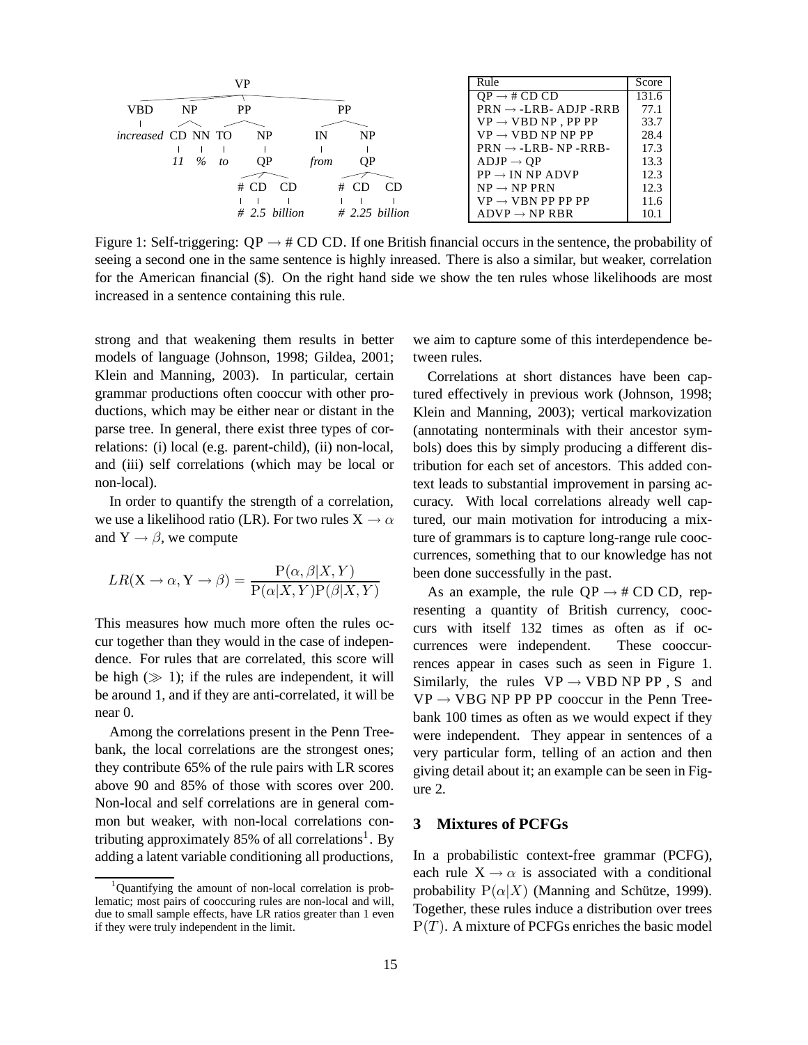| Rule | Score |
|---|---|
| QP → # CD CD | 131.6 |
| PRN → -LRB- ADJP -RRB | 77.1 |
| VP → VBD NP , PP PP | 33.7 |
| VP → VBD NP NP PP | 28.4 |
| PRN → -LRB- NP -RRB- | 17.3 |
| ADJP → QP | 13.3 |
| PP → IN NP ADVP | 12.3 |
| NP → NP PRN | 12.3 |
| VP → VBN PP PP PP | 11.6 |
| ADVP → NP RBR | 10.1 |

Figure 1: Self-triggering: QP → # CD CD. If one British financial occurs in the sentence, the probability of seeing a second one in the same sentence is highly inreased. There is also a similar, but weaker, correlation for the American financial ($). On the right hand side we show the ten rules whose likelihoods are most increased in a sentence containing this rule.

strong and that weakening them results in better models of language (Johnson, 1998; Gildea, 2001; Klein and Manning, 2003). In particular, certain grammar productions often cooccur with other productions, which may be either near or distant in the parse tree. In general, there exist three types of correlations: (i) local (e.g. parent-child), (ii) non-local, and (iii) self correlations (which may be local or non-local).

In order to quantify the strength of a correlation, we use a likelihood ratio (LR). For two rules $\mathrm{X} \rightarrow \alpha$ and $\mathrm{Y} \rightarrow \beta$, we compute

$$LR(\mathrm{X} \rightarrow \alpha, \mathrm{Y} \rightarrow \beta) = \frac{\mathrm{P}(\alpha, \beta | X, Y)}{\mathrm{P}(\alpha | X, Y)\mathrm{P}(\beta | X, Y)}$$

This measures how much more often the rules occur together than they would in the case of independence. For rules that are correlated, this score will be high ($\gg 1$); if the rules are independent, it will be around 1, and if they are anti-correlated, it will be near 0.

Among the correlations present in the Penn Treebank, the local correlations are the strongest ones; they contribute 65% of the rule pairs with LR scores above 90 and 85% of those with scores over 200. Non-local and self correlations are in general common but weaker, with non-local correlations contributing approximately 85% of all correlations[1]. By adding a latent variable conditioning all productions, we aim to capture some of this interdependence between rules.

Correlations at short distances have been captured effectively in previous work (Johnson, 1998; Klein and Manning, 2003); vertical markovization (annotating nonterminals with their ancestor symbols) does this by simply producing a different distribution for each set of ancestors. This added context leads to substantial improvement in parsing accuracy. With local correlations already well captured, our main motivation for introducing a mixture of grammars is to capture long-range rule cooccurrences, something that to our knowledge has not been done successfully in the past.

As an example, the rule QP → # CD CD, representing a quantity of British currency, cooccurs with itself 132 times as often as if occurrences were independent. These cooccurrences appear in cases such as seen in Figure 1. Similarly, the rules VP → VBD NP PP , S and VP → VBG NP PP PP cooccur in the Penn Treebank 100 times as often as we would expect if they were independent. They appear in sentences of a very particular form, telling of an action and then giving detail about it; an example can be seen in Figure 2.

## 3 Mixtures of PCFGs

In a probabilistic context-free grammar (PCFG), each rule $\mathrm{X} \rightarrow \alpha$ is associated with a conditional probability $\mathrm{P}(\alpha|X)$ (Manning and Schütze, 1999). Together, these rules induce a distribution over trees $\mathrm{P}(T)$. A mixture of PCFGs enriches the basic model

[1] Quantifying the amount of non-local correlation is problematic; most pairs of cooccuring rules are non-local and will, due to small sample effects, have LR ratios greater than 1 even if they were truly independent in the limit.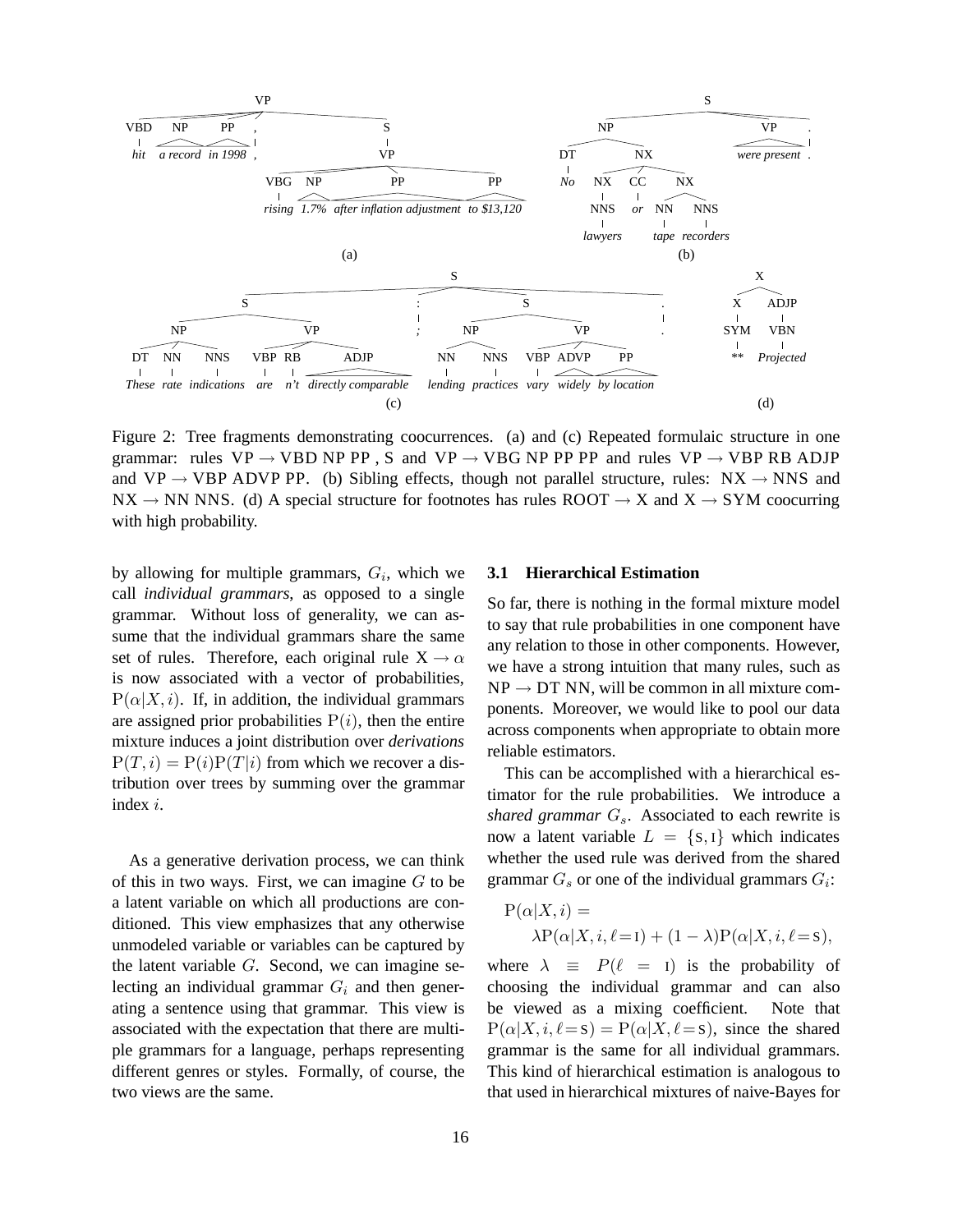Figure 2: Tree fragments demonstrating coocurrences. (a) and (c) Repeated formulaic structure in one grammar: rules VP → VBD NP PP , S and VP → VBG NP PP PP and rules VP → VBP RB ADJP and VP → VBP ADVP PP. (b) Sibling effects, though not parallel structure, rules: NX → NNS and NX → NN NNS. (d) A special structure for footnotes has rules ROOT → X and X → SYM coocurring with high probability.

by allowing for multiple grammars, $G_i$, which we call *individual grammars*, as opposed to a single grammar. Without loss of generality, we can assume that the individual grammars share the same set of rules. Therefore, each original rule $\mathrm{X} \rightarrow \alpha$ is now associated with a vector of probabilities, $\mathrm{P}(\alpha|X, i)$. If, in addition, the individual grammars are assigned prior probabilities $\mathrm{P}(i)$, then the entire mixture induces a joint distribution over *derivations* $\mathrm{P}(T, i) = \mathrm{P}(i)\mathrm{P}(T|i)$ from which we recover a distribution over trees by summing over the grammar index $i$.

As a generative derivation process, we can think of this in two ways. First, we can imagine $G$ to be a latent variable on which all productions are conditioned. This view emphasizes that any otherwise unmodeled variable or variables can be captured by the latent variable $G$. Second, we can imagine selecting an individual grammar $G_i$ and then generating a sentence using that grammar. This view is associated with the expectation that there are multiple grammars for a language, perhaps representing different genres or styles. Formally, of course, the two views are the same.

### 3.1 Hierarchical Estimation

So far, there is nothing in the formal mixture model to say that rule probabilities in one component have any relation to those in other components. However, we have a strong intuition that many rules, such as NP → DT NN, will be common in all mixture components. Moreover, we would like to pool our data across components when appropriate to obtain more reliable estimators.

This can be accomplished with a hierarchical estimator for the rule probabilities. We introduce a *shared grammar* $G_s$. Associated to each rewrite is now a latent variable $L = \{\mathrm{S}, \mathrm{I}\}$ which indicates whether the used rule was derived from the shared grammar $G_s$ or one of the individual grammars $G_i$:

$$
\begin{aligned}
\mathrm{P}(\alpha|X, i) = \\
&\lambda \mathrm{P}(\alpha|X, i, \ell = \mathrm{I}) + (1 - \lambda)\mathrm{P}(\alpha|X, i, \ell = \mathrm{S}),
\end{aligned}
$$

where $\lambda \equiv P(\ell = \mathrm{I})$ is the probability of choosing the individual grammar and can also be viewed as a mixing coefficient. Note that $\mathrm{P}(\alpha|X, i, \ell = \mathrm{S}) = \mathrm{P}(\alpha|X, \ell = \mathrm{S})$, since the shared grammar is the same for all individual grammars. This kind of hierarchical estimation is analogous to that used in hierarchical mixtures of naive-Bayes for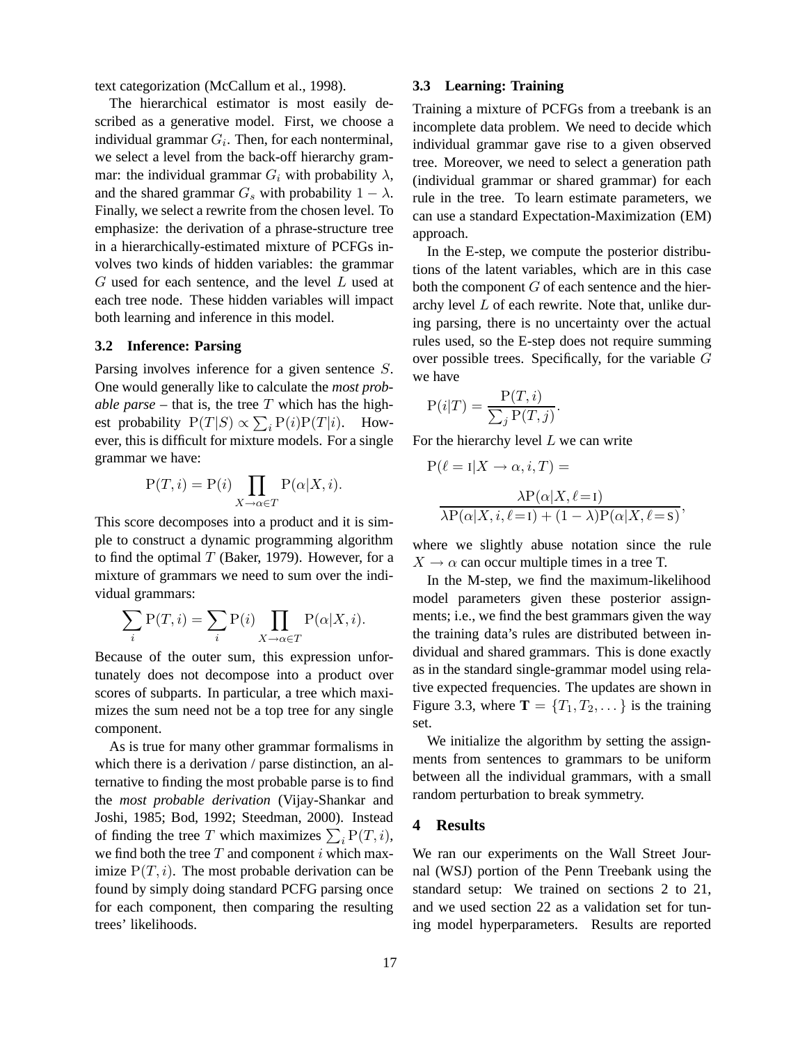text categorization (McCallum et al., 1998).

The hierarchical estimator is most easily described as a generative model. First, we choose a individual grammar $G_i$. Then, for each nonterminal, we select a level from the back-off hierarchy grammar: the individual grammar $G_i$ with probability $\lambda$, and the shared grammar $G_s$ with probability $1 - \lambda$. Finally, we select a rewrite from the chosen level. To emphasize: the derivation of a phrase-structure tree in a hierarchically-estimated mixture of PCFGs involves two kinds of hidden variables: the grammar $G$ used for each sentence, and the level $L$ used at each tree node. These hidden variables will impact both learning and inference in this model.

### 3.2 Inference: Parsing

Parsing involves inference for a given sentence $S$. One would generally like to calculate the *most probable parse* – that is, the tree $T$ which has the highest probability $\mathrm{P}(T|S) \propto \sum_i \mathrm{P}(i)\mathrm{P}(T|i)$. However, this is difficult for mixture models. For a single grammar we have:

$$\mathrm{P}(T, i) = \mathrm{P}(i) \prod_{X \to \alpha \in T} \mathrm{P}(\alpha|X, i).$$

This score decomposes into a product and it is simple to construct a dynamic programming algorithm to find the optimal $T$ (Baker, 1979). However, for a mixture of grammars we need to sum over the individual grammars:

$$\sum_i \mathrm{P}(T, i) = \sum_i \mathrm{P}(i) \prod_{X \to \alpha \in T} \mathrm{P}(\alpha|X, i).$$

Because of the outer sum, this expression unfortunately does not decompose into a product over scores of subparts. In particular, a tree which maximizes the sum need not be a top tree for any single component.

As is true for many other grammar formalisms in which there is a derivation / parse distinction, an alternative to finding the most probable parse is to find the *most probable derivation* (Vijay-Shankar and Joshi, 1985; Bod, 1992; Steedman, 2000). Instead of finding the tree $T$ which maximizes $\sum_i \mathrm{P}(T, i)$, we find both the tree $T$ and component $i$ which maximize $\mathrm{P}(T, i)$. The most probable derivation can be found by simply doing standard PCFG parsing once for each component, then comparing the resulting trees' likelihoods.

### 3.3 Learning: Training

Training a mixture of PCFGs from a treebank is an incomplete data problem. We need to decide which individual grammar gave rise to a given observed tree. Moreover, we need to select a generation path (individual grammar or shared grammar) for each rule in the tree. To learn estimate parameters, we can use a standard Expectation-Maximization (EM) approach.

In the E-step, we compute the posterior distributions of the latent variables, which are in this case both the component $G$ of each sentence and the hierarchy level $L$ of each rewrite. Note that, unlike during parsing, there is no uncertainty over the actual rules used, so the E-step does not require summing over possible trees. Specifically, for the variable $G$ we have

$$\mathrm{P}(i|T) = \frac{\mathrm{P}(T, i)}{\sum_j \mathrm{P}(T, j)}.$$

For the hierarchy level $L$ we can write

$$\mathrm{P}(\ell = \mathrm{I}|X \to \alpha, i, T) = \frac{\lambda \mathrm{P}(\alpha|X, \ell = \mathrm{I})}{\lambda \mathrm{P}(\alpha|X, i, \ell = \mathrm{I}) + (1 - \lambda)\mathrm{P}(\alpha|X, \ell = \mathrm{S})},$$

where we slightly abuse notation since the rule $X \to \alpha$ can occur multiple times in a tree T.

In the M-step, we find the maximum-likelihood model parameters given these posterior assignments; i.e., we find the best grammars given the way the training data's rules are distributed between individual and shared grammars. This is done exactly as in the standard single-grammar model using relative expected frequencies. The updates are shown in Figure 3.3, where $\mathbf{T} = \{T_1, T_2, \dots\}$ is the training set.

We initialize the algorithm by setting the assignments from sentences to grammars to be uniform between all the individual grammars, with a small random perturbation to break symmetry.

## 4 Results

We ran our experiments on the Wall Street Journal (WSJ) portion of the Penn Treebank using the standard setup: We trained on sections 2 to 21, and we used section 22 as a validation set for tuning model hyperparameters. Results are reported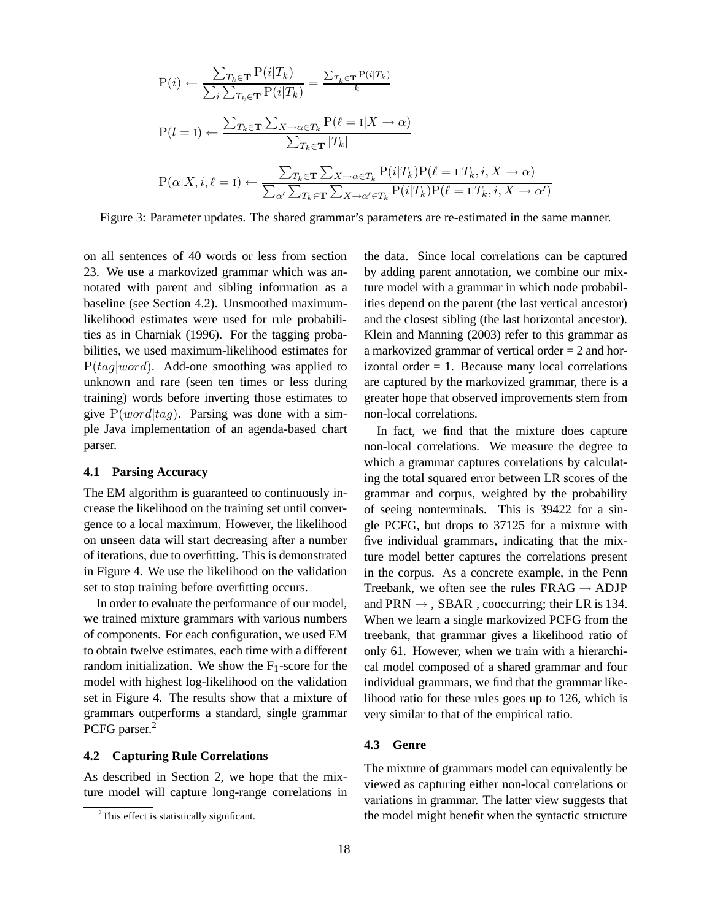$$\mathrm{P}(i) \leftarrow \frac{\sum_{T_k \in \mathbf{T}} \mathrm{P}(i|T_k)}{\sum_i \sum_{T_k \in \mathbf{T}} \mathrm{P}(i|T_k)} = \frac{\sum_{T_k \in \mathbf{T}} \mathrm{P}(i|T_k)}{k}$$

$$\mathrm{P}(l = \textsc{i}) \leftarrow \frac{\sum_{T_k \in \mathbf{T}} \sum_{X \to \alpha \in T_k} \mathrm{P}(\ell = \textsc{i}|X \to \alpha)}{\sum_{T_k \in \mathbf{T}} |T_k|}$$

$$\mathrm{P}(\alpha|X, i, \ell = \textsc{i}) \leftarrow \frac{\sum_{T_k \in \mathbf{T}} \sum_{X \to \alpha \in T_k} \mathrm{P}(i|T_k)\mathrm{P}(\ell = \textsc{i}|T_k, i, X \to \alpha)}{\sum_{\alpha'} \sum_{T_k \in \mathbf{T}} \sum_{X \to \alpha' \in T_k} \mathrm{P}(i|T_k)\mathrm{P}(\ell = \textsc{i}|T_k, i, X \to \alpha')}$$

Figure 3: Parameter updates. The shared grammar's parameters are re-estimated in the same manner.

on all sentences of 40 words or less from section 23. We use a markovized grammar which was annotated with parent and sibling information as a baseline (see Section 4.2). Unsmoothed maximum-likelihood estimates were used for rule probabilities as in Charniak (1996). For the tagging probabilities, we used maximum-likelihood estimates for $\mathrm{P}(tag|word)$. Add-one smoothing was applied to unknown and rare (seen ten times or less during training) words before inverting those estimates to give $\mathrm{P}(word|tag)$. Parsing was done with a simple Java implementation of an agenda-based chart parser.

### 4.1 Parsing Accuracy

The EM algorithm is guaranteed to continuously increase the likelihood on the training set until convergence to a local maximum. However, the likelihood on unseen data will start decreasing after a number of iterations, due to overfitting. This is demonstrated in Figure 4. We use the likelihood on the validation set to stop training before overfitting occurs.

In order to evaluate the performance of our model, we trained mixture grammars with various numbers of components. For each configuration, we used EM to obtain twelve estimates, each time with a different random initialization. We show the $\mathrm{F}_1$-score for the model with highest log-likelihood on the validation set in Figure 4. The results show that a mixture of grammars outperforms a standard, single grammar PCFG parser.[2]

### 4.2 Capturing Rule Correlations

As described in Section 2, we hope that the mixture model will capture long-range correlations in the data. Since local correlations can be captured by adding parent annotation, we combine our mixture model with a grammar in which node probabilities depend on the parent (the last vertical ancestor) and the closest sibling (the last horizontal ancestor). Klein and Manning (2003) refer to this grammar as a markovized grammar of vertical order = 2 and horizontal order = 1. Because many local correlations are captured by the markovized grammar, there is a greater hope that observed improvements stem from non-local correlations.

In fact, we find that the mixture does capture non-local correlations. We measure the degree to which a grammar captures correlations by calculating the total squared error between LR scores of the grammar and corpus, weighted by the probability of seeing nonterminals. This is 39422 for a single PCFG, but drops to 37125 for a mixture with five individual grammars, indicating that the mixture model better captures the correlations present in the corpus. As a concrete example, in the Penn Treebank, we often see the rules FRAG → ADJP and PRN → , SBAR , cooccurring; their LR is 134. When we learn a single markovized PCFG from the treebank, that grammar gives a likelihood ratio of only 61. However, when we train with a hierarchical model composed of a shared grammar and four individual grammars, we find that the grammar likelihood ratio for these rules goes up to 126, which is very similar to that of the empirical ratio.

### 4.3 Genre

The mixture of grammars model can equivalently be viewed as capturing either non-local correlations or variations in grammar. The latter view suggests that the model might benefit when the syntactic structure

[2] This effect is statistically significant.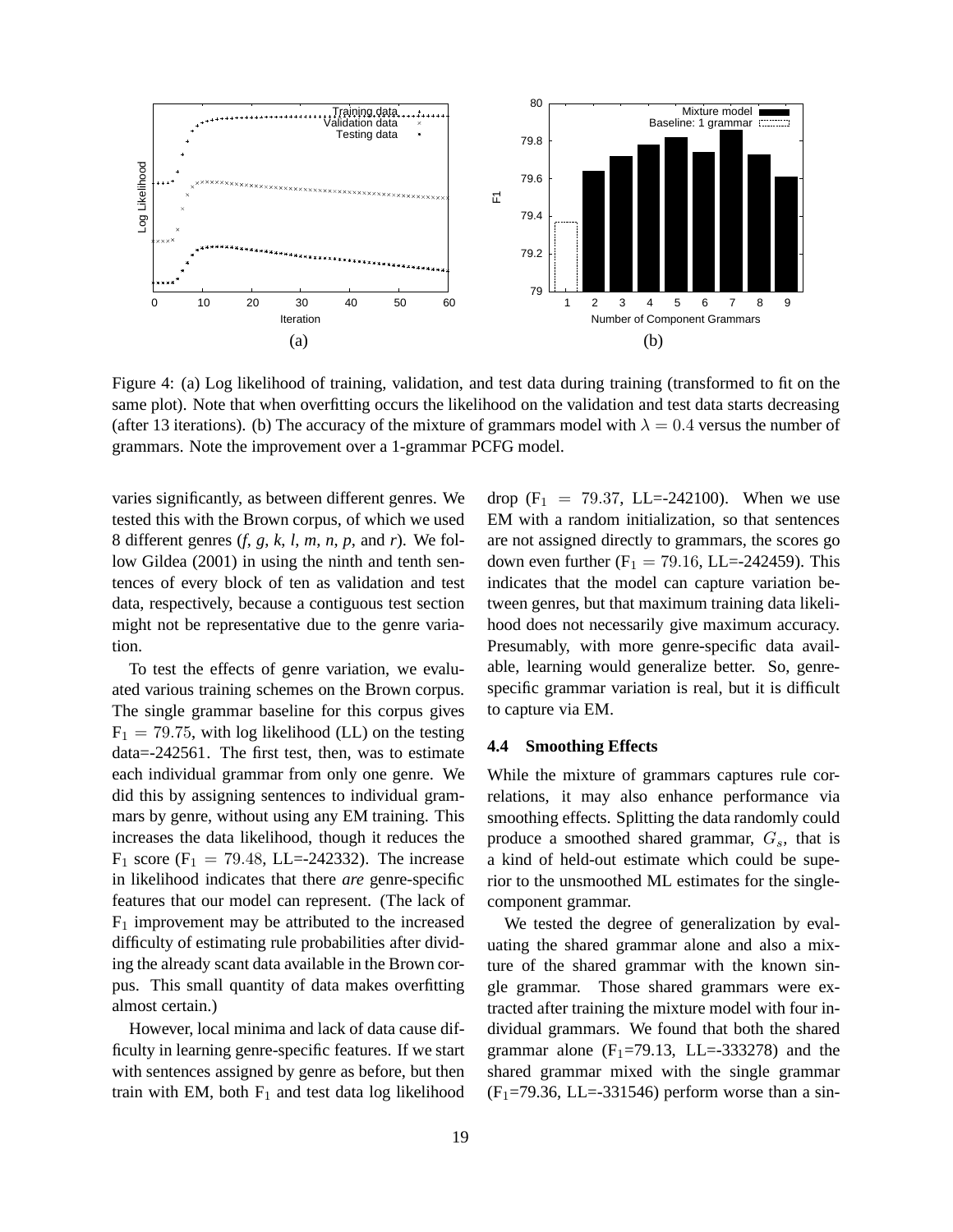Figure 4: (a) Log likelihood of training, validation, and test data during training (transformed to fit on the same plot). Note that when overfitting occurs the likelihood on the validation and test data starts decreasing (after 13 iterations). (b) The accuracy of the mixture of grammars model with $\lambda = 0.4$ versus the number of grammars. Note the improvement over a 1-grammar PCFG model.

varies significantly, as between different genres. We tested this with the Brown corpus, of which we used 8 different genres (*f*, *g*, *k*, *l*, *m*, *n*, *p*, and *r*). We follow Gildea (2001) in using the ninth and tenth sentences of every block of ten as validation and test data, respectively, because a contiguous test section might not be representative due to the genre variation.

To test the effects of genre variation, we evaluated various training schemes on the Brown corpus. The single grammar baseline for this corpus gives $F_1 = 79.75$, with log likelihood (LL) on the testing data=-242561. The first test, then, was to estimate each individual grammar from only one genre. We did this by assigning sentences to individual grammars by genre, without using any EM training. This increases the data likelihood, though it reduces the $F_1$ score ($F_1 = 79.48$, LL=-242332). The increase in likelihood indicates that there *are* genre-specific features that our model can represent. (The lack of $F_1$ improvement may be attributed to the increased difficulty of estimating rule probabilities after dividing the already scant data available in the Brown corpus. This small quantity of data makes overfitting almost certain.)

However, local minima and lack of data cause difficulty in learning genre-specific features. If we start with sentences assigned by genre as before, but then train with EM, both $F_1$ and test data log likelihood drop ($F_1 = 79.37$, LL=-242100). When we use EM with a random initialization, so that sentences are not assigned directly to grammars, the scores go down even further ($F_1 = 79.16$, LL=-242459). This indicates that the model can capture variation between genres, but that maximum training data likelihood does not necessarily give maximum accuracy. Presumably, with more genre-specific data available, learning would generalize better. So, genre-specific grammar variation is real, but it is difficult to capture via EM.

### 4.4 Smoothing Effects

While the mixture of grammars captures rule correlations, it may also enhance performance via smoothing effects. Splitting the data randomly could produce a smoothed shared grammar, $G_s$, that is a kind of held-out estimate which could be superior to the unsmoothed ML estimates for the single-component grammar.

We tested the degree of generalization by evaluating the shared grammar alone and also a mixture of the shared grammar with the known single grammar. Those shared grammars were extracted after training the mixture model with four individual grammars. We found that both the shared grammar alone ($F_1$=79.13, LL=-333278) and the shared grammar mixed with the single grammar ($F_1$=79.36, LL=-331546) perform worse than a sin-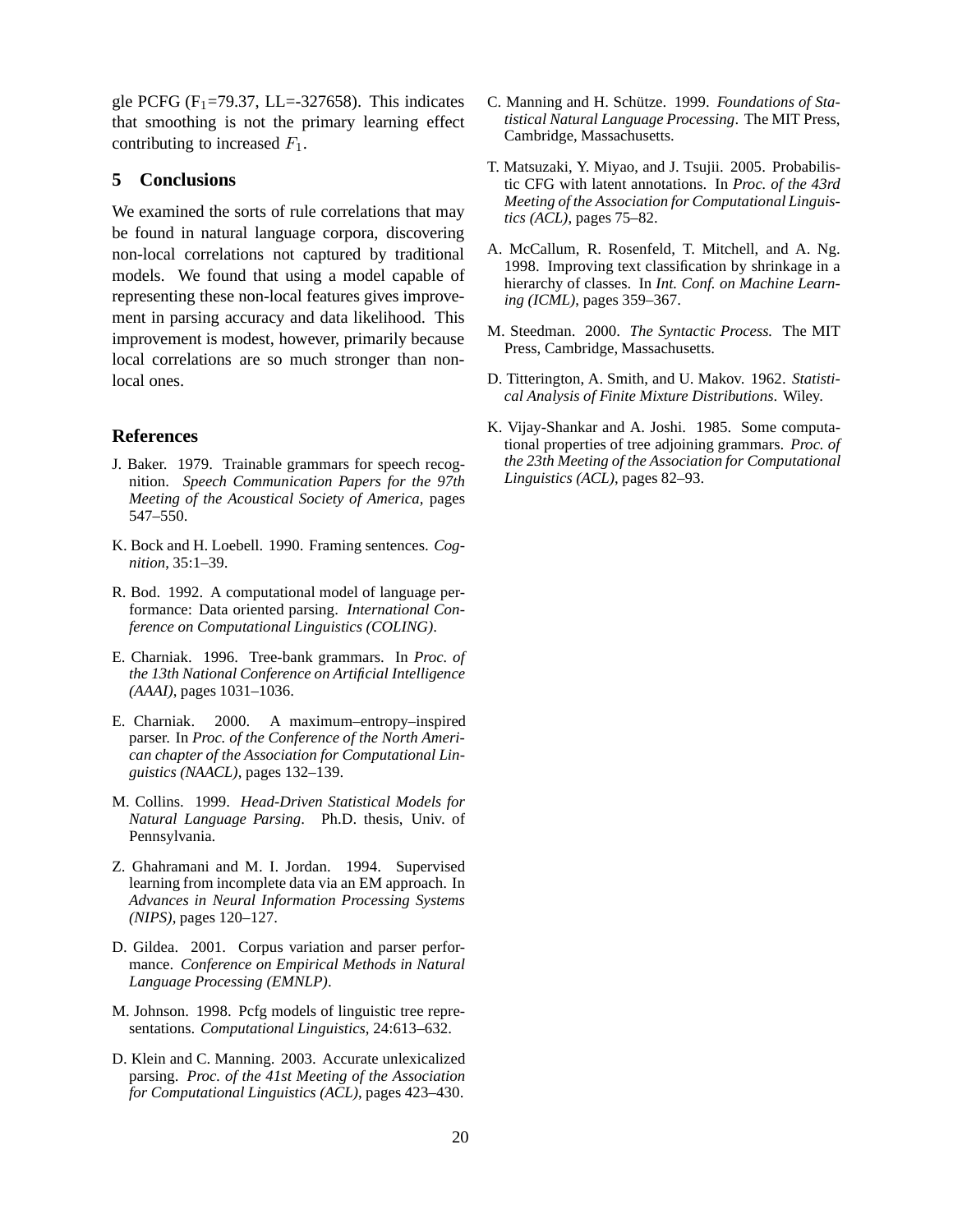gle PCFG ($F_1$=79.37, LL=-327658). This indicates that smoothing is not the primary learning effect contributing to increased $F_1$.

## 5 Conclusions

We examined the sorts of rule correlations that may be found in natural language corpora, discovering non-local correlations not captured by traditional models. We found that using a model capable of representing these non-local features gives improvement in parsing accuracy and data likelihood. This improvement is modest, however, primarily because local correlations are so much stronger than non-local ones.

## References

J. Baker. 1979. Trainable grammars for speech recognition. *Speech Communication Papers for the 97th Meeting of the Acoustical Society of America*, pages 547–550.

K. Bock and H. Loebell. 1990. Framing sentences. *Cognition*, 35:1–39.

R. Bod. 1992. A computational model of language performance: Data oriented parsing. *International Conference on Computational Linguistics (COLING)*.

E. Charniak. 1996. Tree-bank grammars. In *Proc. of the 13th National Conference on Artificial Intelligence (AAAI)*, pages 1031–1036.

E. Charniak. 2000. A maximum–entropy–inspired parser. In *Proc. of the Conference of the North American chapter of the Association for Computational Linguistics (NAACL)*, pages 132–139.

M. Collins. 1999. *Head-Driven Statistical Models for Natural Language Parsing*. Ph.D. thesis, Univ. of Pennsylvania.

Z. Ghahramani and M. I. Jordan. 1994. Supervised learning from incomplete data via an EM approach. In *Advances in Neural Information Processing Systems (NIPS)*, pages 120–127.

D. Gildea. 2001. Corpus variation and parser performance. *Conference on Empirical Methods in Natural Language Processing (EMNLP)*.

M. Johnson. 1998. Pcfg models of linguistic tree representations. *Computational Linguistics*, 24:613–632.

D. Klein and C. Manning. 2003. Accurate unlexicalized parsing. *Proc. of the 41st Meeting of the Association for Computational Linguistics (ACL)*, pages 423–430.

C. Manning and H. Schütze. 1999. *Foundations of Statistical Natural Language Processing*. The MIT Press, Cambridge, Massachusetts.

T. Matsuzaki, Y. Miyao, and J. Tsujii. 2005. Probabilistic CFG with latent annotations. In *Proc. of the 43rd Meeting of the Association for Computational Linguistics (ACL)*, pages 75–82.

A. McCallum, R. Rosenfeld, T. Mitchell, and A. Ng. 1998. Improving text classification by shrinkage in a hierarchy of classes. In *Int. Conf. on Machine Learning (ICML)*, pages 359–367.

M. Steedman. 2000. *The Syntactic Process.* The MIT Press, Cambridge, Massachusetts.

D. Titterington, A. Smith, and U. Makov. 1962. *Statistical Analysis of Finite Mixture Distributions*. Wiley.

K. Vijay-Shankar and A. Joshi. 1985. Some computational properties of tree adjoining grammars. *Proc. of the 23th Meeting of the Association for Computational Linguistics (ACL)*, pages 82–93.